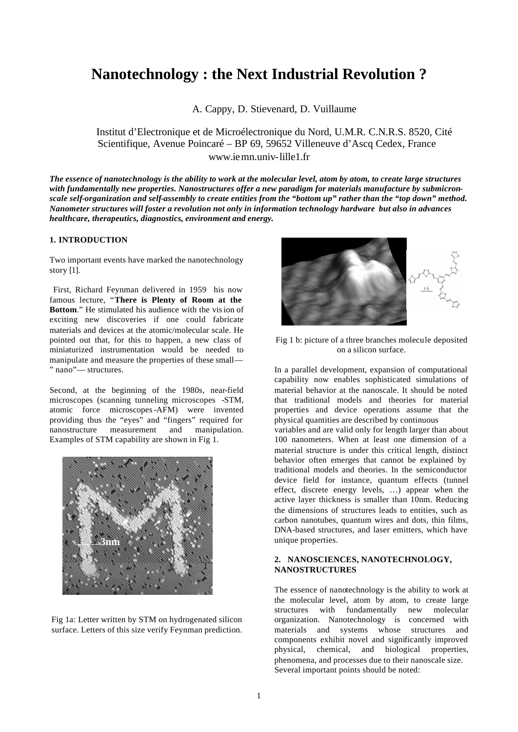# Nanotechnology : the Next Industrial Revolution ?

A. Cappy, D. Stievenard, D. Vuillaume

Institut d'Electronique et de Microélectronique du Nord, U.M.R. C.N.R.S. 8520, Cité Scientifique, Avenue Poincaré – BP 69, 59652 Villeneuve d'Ascq Cedex, France
www.iemn.univ-lille1.fr

***The essence of nanotechnology is the ability to work at the molecular level, atom by atom, to create large structures with fundamentally new properties. Nanostructures offer a new paradigm for materials manufacture by submicron-scale self-organization and self-assembly to create entities from the "bottom up" rather than the "top down" method. Nanometer structures will foster a revolution not only in information technology hardware but also in advances healthcare, therapeutics, diagnostics, environment and energy.***

### 1. INTRODUCTION

Two important events have marked the nanotechnology story [1].

First, Richard Feynman delivered in 1959 his now famous lecture, "**There is Plenty of Room at the Bottom**." He stimulated his audience with the vision of exciting new discoveries if one could fabricate materials and devices at the atomic/molecular scale. He pointed out that, for this to happen, a new class of miniaturized instrumentation would be needed to manipulate and measure the properties of these small—" nano"— structures.

Second, at the beginning of the 1980s, near-field microscopes (scanning tunneling microscopes -STM, atomic force microscopes-AFM) were invented providing thus the "eyes" and "fingers" required for nanostructure measurement and manipulation. Examples of STM capability are shown in Fig 1.

Fig 1a: Letter written by STM on hydrogenated silicon surface. Letters of this size verify Feynman prediction.

Fig 1 b: picture of a three branches molecule deposited on a silicon surface.

In a parallel development, expansion of computational capability now enables sophisticated simulations of material behavior at the nanoscale. It should be noted that traditional models and theories for material properties and device operations assume that the physical quantities are described by continuous variables and are valid only for length larger than about 100 nanometers. When at least one dimension of a material structure is under this critical length, distinct behavior often emerges that cannot be explained by traditional models and theories. In the semiconductor device field for instance, quantum effects (tunnel effect, discrete energy levels, …) appear when the active layer thickness is smaller than 10nm. Reducing the dimensions of structures leads to entities, such as carbon nanotubes, quantum wires and dots, thin films, DNA-based structures, and laser emitters, which have unique properties.

### 2. NANOSCIENCES, NANOTECHNOLOGY, NANOSTRUCTURES

The essence of nanotechnology is the ability to work at the molecular level, atom by atom, to create large structures with fundamentally new molecular organization. Nanotechnology is concerned with materials and systems whose structures and components exhibit novel and significantly improved physical, chemical, and biological properties, phenomena, and processes due to their nanoscale size. Several important points should be noted: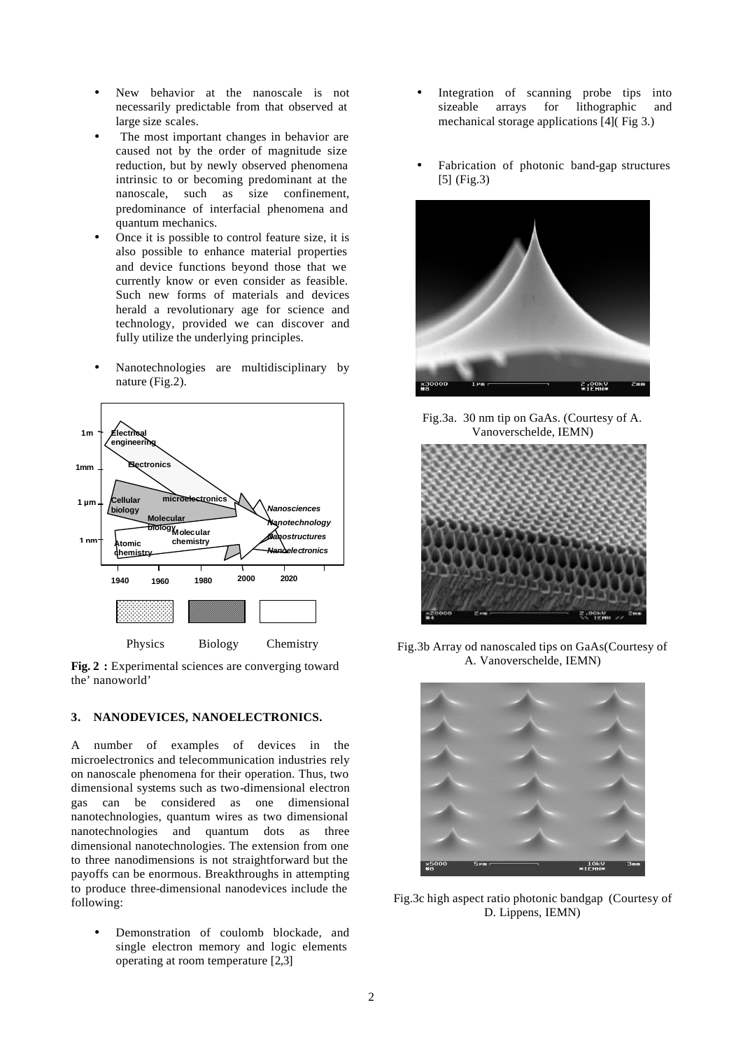- New behavior at the nanoscale is not necessarily predictable from that observed at large size scales.
- The most important changes in behavior are caused not by the order of magnitude size reduction, but by newly observed phenomena intrinsic to or becoming predominant at the nanoscale, such as size confinement, predominance of interfacial phenomena and quantum mechanics.
- Once it is possible to control feature size, it is also possible to enhance material properties and device functions beyond those that we currently know or even consider as feasible. Such new forms of materials and devices herald a revolutionary age for science and technology, provided we can discover and fully utilize the underlying principles.
- Nanotechnologies are multidisciplinary by nature (Fig.2).

**Fig. 2 :** Experimental sciences are converging toward the' nanoworld'

### 3. NANODEVICES, NANOELECTRONICS.

A number of examples of devices in the microelectronics and telecommunication industries rely on nanoscale phenomena for their operation. Thus, two dimensional systems such as two-dimensional electron gas can be considered as one dimensional nanotechnologies, quantum wires as two dimensional nanotechnologies and quantum dots as three dimensional nanotechnologies. The extension from one to three nanodimensions is not straightforward but the payoffs can be enormous. Breakthroughs in attempting to produce three-dimensional nanodevices include the following:

- Demonstration of coulomb blockade, and single electron memory and logic elements operating at room temperature [2,3]
- Integration of scanning probe tips into sizeable arrays for lithographic and mechanical storage applications [4]( Fig 3.)
- Fabrication of photonic band-gap structures [5] (Fig.3)

Fig.3a. 30 nm tip on GaAs. (Courtesy of A. Vanoverschelde, IEMN)

Fig.3b Array od nanoscaled tips on GaAs(Courtesy of A. Vanoverschelde, IEMN)

Fig.3c high aspect ratio photonic bandgap (Courtesy of D. Lippens, IEMN)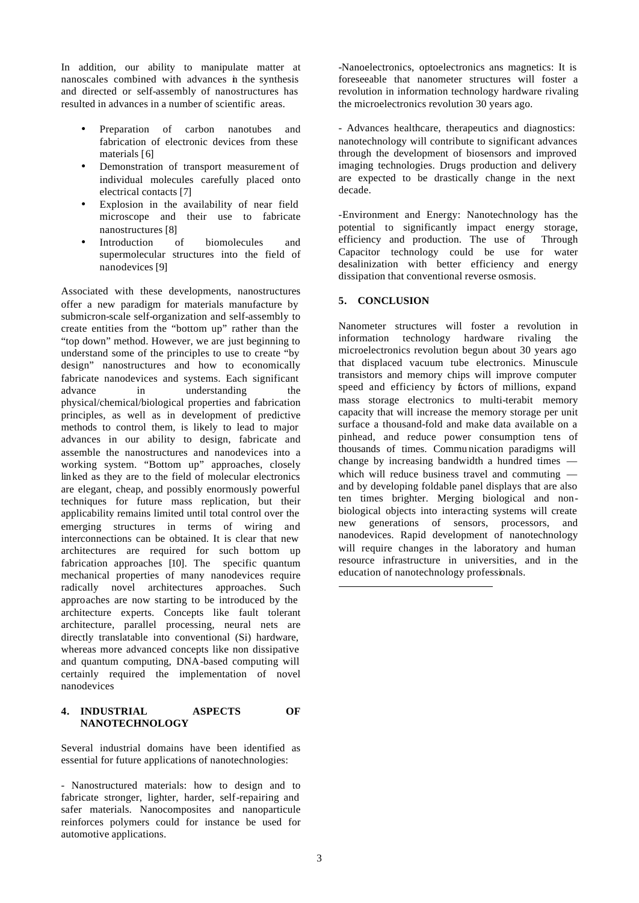In addition, our ability to manipulate matter at nanoscales combined with advances in the synthesis and directed or self-assembly of nanostructures has resulted in advances in a number of scientific areas.

- Preparation of carbon nanotubes and fabrication of electronic devices from these materials [6]
- Demonstration of transport measurement of individual molecules carefully placed onto electrical contacts [7]
- Explosion in the availability of near field microscope and their use to fabricate nanostructures [8]
- Introduction of biomolecules and supermolecular structures into the field of nanodevices [9]

Associated with these developments, nanostructures offer a new paradigm for materials manufacture by submicron-scale self-organization and self-assembly to create entities from the "bottom up" rather than the "top down" method. However, we are just beginning to understand some of the principles to use to create "by design" nanostructures and how to economically fabricate nanodevices and systems. Each significant advance in understanding the physical/chemical/biological properties and fabrication principles, as well as in development of predictive methods to control them, is likely to lead to major advances in our ability to design, fabricate and assemble the nanostructures and nanodevices into a working system. "Bottom up" approaches, closely linked as they are to the field of molecular electronics are elegant, cheap, and possibly enormously powerful techniques for future mass replication, but their applicability remains limited until total control over the emerging structures in terms of wiring and interconnections can be obtained. It is clear that new architectures are required for such bottom up fabrication approaches [10]. The specific quantum mechanical properties of many nanodevices require radically novel architectures approaches. Such approaches are now starting to be introduced by the architecture experts. Concepts like fault tolerant architecture, parallel processing, neural nets are directly translatable into conventional (Si) hardware, whereas more advanced concepts like non dissipative and quantum computing, DNA-based computing will certainly required the implementation of novel nanodevices

## 4. INDUSTRIAL ASPECTS OF NANOTECHNOLOGY

Several industrial domains have been identified as essential for future applications of nanotechnologies:

- Nanostructured materials: how to design and to fabricate stronger, lighter, harder, self-repairing and safer materials. Nanocomposites and nanoparticule reinforces polymers could for instance be used for automotive applications.

-Nanoelectronics, optoelectronics ans magnetics: It is foreseeable that nanometer structures will foster a revolution in information technology hardware rivaling the microelectronics revolution 30 years ago.

- Advances healthcare, therapeutics and diagnostics: nanotechnology will contribute to significant advances through the development of biosensors and improved imaging technologies. Drugs production and delivery are expected to be drastically change in the next decade.

-Environment and Energy: Nanotechnology has the potential to significantly impact energy storage, efficiency and production. The use of Through Capacitor technology could be use for water desalinization with better efficiency and energy dissipation that conventional reverse osmosis.

## 5. CONCLUSION

Nanometer structures will foster a revolution in information technology hardware rivaling the microelectronics revolution begun about 30 years ago that displaced vacuum tube electronics. Minuscule transistors and memory chips will improve computer speed and efficiency by factors of millions, expand mass storage electronics to multi-terabit memory capacity that will increase the memory storage per unit surface a thousand-fold and make data available on a pinhead, and reduce power consumption tens of thousands of times. Communication paradigms will change by increasing bandwidth a hundred times — which will reduce business travel and commuting — and by developing foldable panel displays that are also ten times brighter. Merging biological and non-biological objects into interacting systems will create new generations of sensors, processors, and nanodevices. Rapid development of nanotechnology will require changes in the laboratory and human resource infrastructure in universities, and in the education of nanotechnology professionals.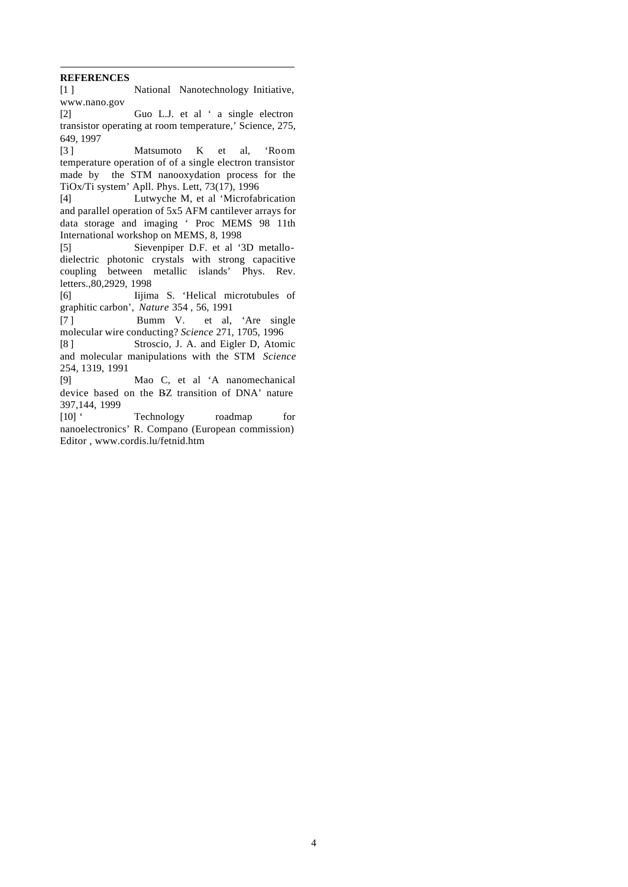**REFERENCES**

[1 ] National Nanotechnology Initiative, www.nano.gov

[2] Guo L.J. et al ' a single electron transistor operating at room temperature,' Science, 275, 649, 1997

[3 ] Matsumoto K et al, 'Room temperature operation of of a single electron transistor made by the STM nanooxydation process for the TiOx/Ti system' Apll. Phys. Lett, 73(17), 1996

[4] Lutwyche M, et al 'Microfabrication and parallel operation of 5x5 AFM cantilever arrays for data storage and imaging ' Proc MEMS 98 11th International workshop on MEMS, 8, 1998

[5] Sievenpiper D.F. et al '3D metallo-dielectric photonic crystals with strong capacitive coupling between metallic islands' Phys. Rev. letters.,80,2929, 1998

[6] Iijima S. 'Helical microtubules of graphitic carbon', *Nature* 354 , 56, 1991

[7 ] Bumm V. et al, 'Are single molecular wire conducting? *Science* 271, 1705, 1996

[8 ] Stroscio, J. A. and Eigler D, Atomic and molecular manipulations with the STM *Science* 254, 1319, 1991

[9] Mao C, et al 'A nanomechanical device based on the BZ transition of DNA' nature 397,144, 1999

[10] ' Technology roadmap for nanoelectronics' R. Compano (European commission) Editor , www.cordis.lu/fetnid.htm